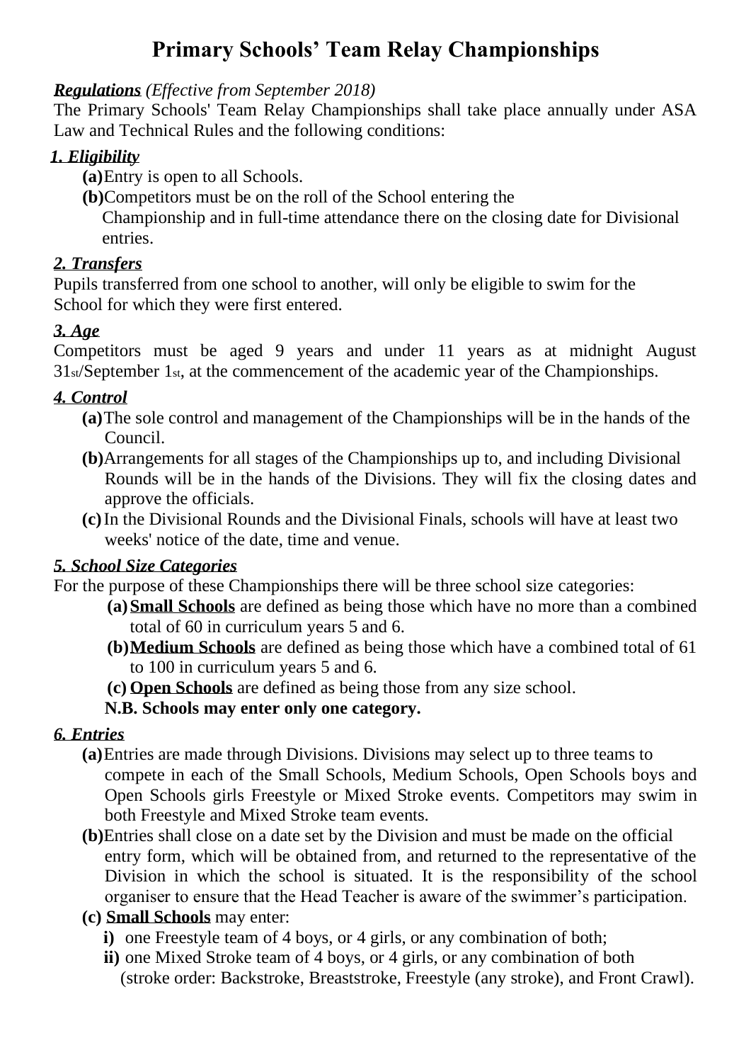# Primary Schools' Team Relay Championships

***Regulations*** *(Effective from September 2018)*

The Primary Schools' Team Relay Championships shall take place annually under ASA Law and Technical Rules and the following conditions:

### *1. Eligibility*

- **(a)** Entry is open to all Schools.
- **(b)** Competitors must be on the roll of the School entering the Championship and in full-time attendance there on the closing date for Divisional entries.

### *2. Transfers*

Pupils transferred from one school to another, will only be eligible to swim for the School for which they were first entered.

### *3. Age*

Competitors must be aged 9 years and under 11 years as at midnight August 31st/September 1st, at the commencement of the academic year of the Championships.

### *4. Control*

- **(a)** The sole control and management of the Championships will be in the hands of the Council.
- **(b)** Arrangements for all stages of the Championships up to, and including Divisional Rounds will be in the hands of the Divisions. They will fix the closing dates and approve the officials.
- **(c)** In the Divisional Rounds and the Divisional Finals, schools will have at least two weeks' notice of the date, time and venue.

### *5. School Size Categories*

For the purpose of these Championships there will be three school size categories:

- **(a)** **Small Schools** are defined as being those which have no more than a combined total of 60 in curriculum years 5 and 6.
- **(b)** **Medium Schools** are defined as being those which have a combined total of 61 to 100 in curriculum years 5 and 6.
- **(c)** **Open Schools** are defined as being those from any size school.

**N.B. Schools may enter only one category.**

### *6. Entries*

- **(a)** Entries are made through Divisions. Divisions may select up to three teams to compete in each of the Small Schools, Medium Schools, Open Schools boys and Open Schools girls Freestyle or Mixed Stroke events. Competitors may swim in both Freestyle and Mixed Stroke team events.
- **(b)** Entries shall close on a date set by the Division and must be made on the official entry form, which will be obtained from, and returned to the representative of the Division in which the school is situated. It is the responsibility of the school organiser to ensure that the Head Teacher is aware of the swimmer's participation.
- **(c)** **Small Schools** may enter:
  - **i)** one Freestyle team of 4 boys, or 4 girls, or any combination of both;
  - **ii)** one Mixed Stroke team of 4 boys, or 4 girls, or any combination of both (stroke order: Backstroke, Breaststroke, Freestyle (any stroke), and Front Crawl).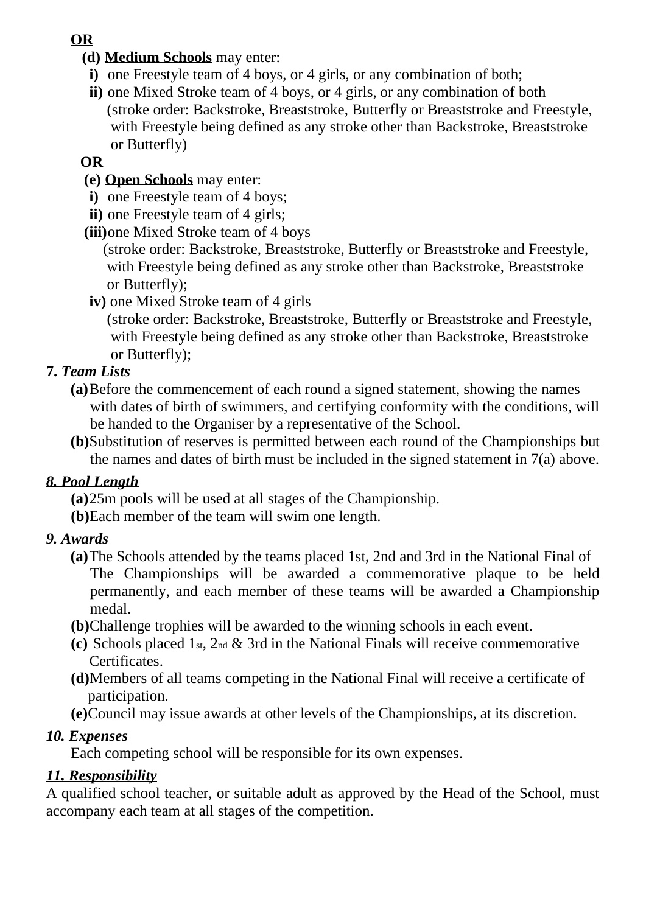**OR**

**(d) Medium Schools** may enter:

**i)** one Freestyle team of 4 boys, or 4 girls, or any combination of both;

**ii)** one Mixed Stroke team of 4 boys, or 4 girls, or any combination of both (stroke order: Backstroke, Breaststroke, Butterfly or Breaststroke and Freestyle, with Freestyle being defined as any stroke other than Backstroke, Breaststroke or Butterfly)

**OR**

**(e) Open Schools** may enter:

**i)** one Freestyle team of 4 boys;

**ii)** one Freestyle team of 4 girls;

**(iii)** one Mixed Stroke team of 4 boys (stroke order: Backstroke, Breaststroke, Butterfly or Breaststroke and Freestyle, with Freestyle being defined as any stroke other than Backstroke, Breaststroke or Butterfly);

**iv)** one Mixed Stroke team of 4 girls (stroke order: Backstroke, Breaststroke, Butterfly or Breaststroke and Freestyle, with Freestyle being defined as any stroke other than Backstroke, Breaststroke or Butterfly);

***7. Team Lists***

**(a)** Before the commencement of each round a signed statement, showing the names with dates of birth of swimmers, and certifying conformity with the conditions, will be handed to the Organiser by a representative of the School.

**(b)** Substitution of reserves is permitted between each round of the Championships but the names and dates of birth must be included in the signed statement in 7(a) above.

***8. Pool Length***

**(a)** 25m pools will be used at all stages of the Championship.

**(b)** Each member of the team will swim one length.

***9. Awards***

**(a)** The Schools attended by the teams placed 1st, 2nd and 3rd in the National Final of The Championships will be awarded a commemorative plaque to be held permanently, and each member of these teams will be awarded a Championship medal.

**(b)** Challenge trophies will be awarded to the winning schools in each event.

**(c)** Schools placed 1st, 2nd & 3rd in the National Finals will receive commemorative Certificates.

**(d)** Members of all teams competing in the National Final will receive a certificate of participation.

**(e)** Council may issue awards at other levels of the Championships, at its discretion.

***10. Expenses***

Each competing school will be responsible for its own expenses.

***11. Responsibility***

A qualified school teacher, or suitable adult as approved by the Head of the School, must accompany each team at all stages of the competition.